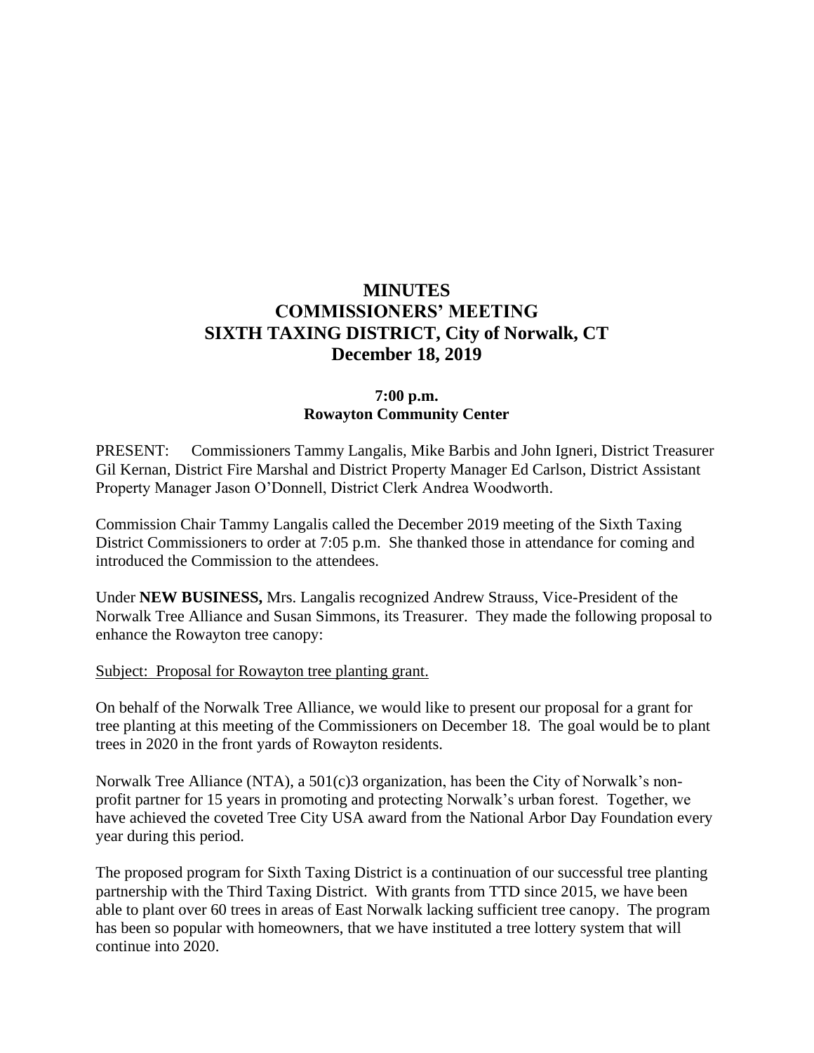# MINUTES
# COMMISSIONERS' MEETING
# SIXTH TAXING DISTRICT, City of Norwalk, CT
# December 18, 2019

**7:00 p.m.**
**Rowayton Community Center**

PRESENT: Commissioners Tammy Langalis, Mike Barbis and John Igneri, District Treasurer Gil Kernan, District Fire Marshal and District Property Manager Ed Carlson, District Assistant Property Manager Jason O'Donnell, District Clerk Andrea Woodworth.

Commission Chair Tammy Langalis called the December 2019 meeting of the Sixth Taxing District Commissioners to order at 7:05 p.m. She thanked those in attendance for coming and introduced the Commission to the attendees.

Under **NEW BUSINESS,** Mrs. Langalis recognized Andrew Strauss, Vice-President of the Norwalk Tree Alliance and Susan Simmons, its Treasurer. They made the following proposal to enhance the Rowayton tree canopy:

<u>Subject: Proposal for Rowayton tree planting grant.</u>

On behalf of the Norwalk Tree Alliance, we would like to present our proposal for a grant for tree planting at this meeting of the Commissioners on December 18. The goal would be to plant trees in 2020 in the front yards of Rowayton residents.

Norwalk Tree Alliance (NTA), a 501(c)3 organization, has been the City of Norwalk's non-profit partner for 15 years in promoting and protecting Norwalk's urban forest. Together, we have achieved the coveted Tree City USA award from the National Arbor Day Foundation every year during this period.

The proposed program for Sixth Taxing District is a continuation of our successful tree planting partnership with the Third Taxing District. With grants from TTD since 2015, we have been able to plant over 60 trees in areas of East Norwalk lacking sufficient tree canopy. The program has been so popular with homeowners, that we have instituted a tree lottery system that will continue into 2020.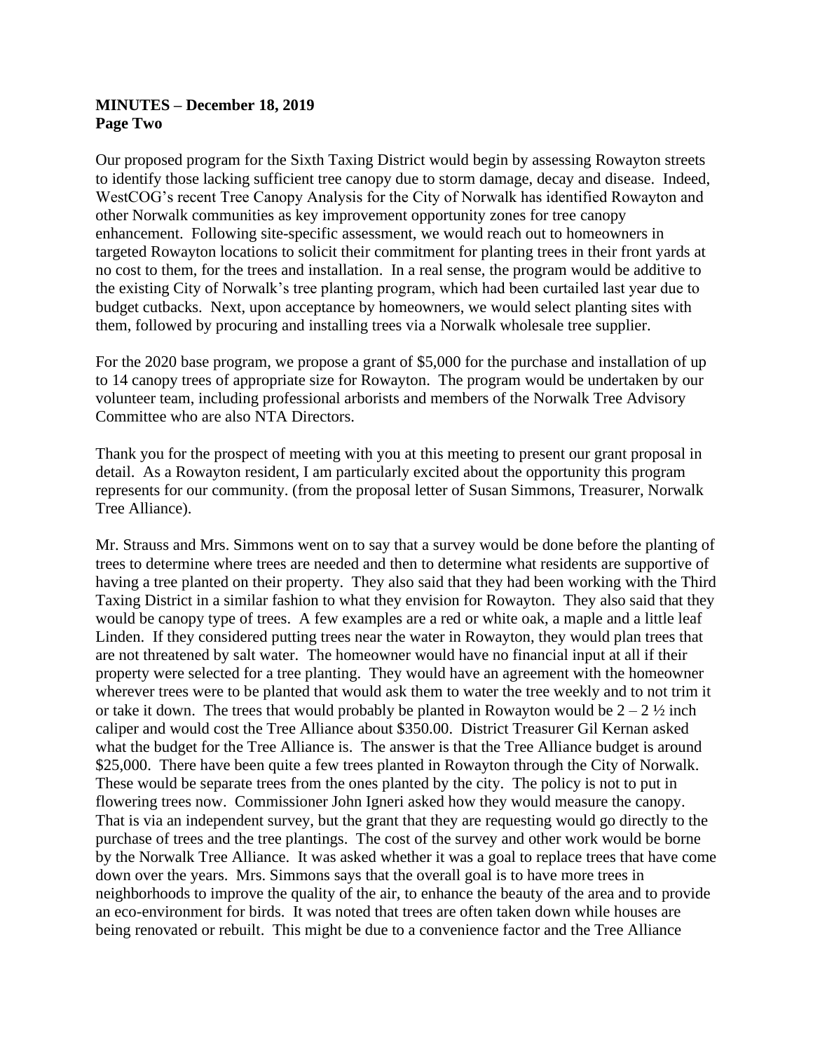**MINUTES – December 18, 2019**
**Page Two**

Our proposed program for the Sixth Taxing District would begin by assessing Rowayton streets to identify those lacking sufficient tree canopy due to storm damage, decay and disease. Indeed, WestCOG's recent Tree Canopy Analysis for the City of Norwalk has identified Rowayton and other Norwalk communities as key improvement opportunity zones for tree canopy enhancement. Following site-specific assessment, we would reach out to homeowners in targeted Rowayton locations to solicit their commitment for planting trees in their front yards at no cost to them, for the trees and installation. In a real sense, the program would be additive to the existing City of Norwalk's tree planting program, which had been curtailed last year due to budget cutbacks. Next, upon acceptance by homeowners, we would select planting sites with them, followed by procuring and installing trees via a Norwalk wholesale tree supplier.

For the 2020 base program, we propose a grant of $5,000 for the purchase and installation of up to 14 canopy trees of appropriate size for Rowayton. The program would be undertaken by our volunteer team, including professional arborists and members of the Norwalk Tree Advisory Committee who are also NTA Directors.

Thank you for the prospect of meeting with you at this meeting to present our grant proposal in detail. As a Rowayton resident, I am particularly excited about the opportunity this program represents for our community. (from the proposal letter of Susan Simmons, Treasurer, Norwalk Tree Alliance).

Mr. Strauss and Mrs. Simmons went on to say that a survey would be done before the planting of trees to determine where trees are needed and then to determine what residents are supportive of having a tree planted on their property. They also said that they had been working with the Third Taxing District in a similar fashion to what they envision for Rowayton. They also said that they would be canopy type of trees. A few examples are a red or white oak, a maple and a little leaf Linden. If they considered putting trees near the water in Rowayton, they would plan trees that are not threatened by salt water. The homeowner would have no financial input at all if their property were selected for a tree planting. They would have an agreement with the homeowner wherever trees were to be planted that would ask them to water the tree weekly and to not trim it or take it down. The trees that would probably be planted in Rowayton would be 2 – 2 ½ inch caliper and would cost the Tree Alliance about $350.00. District Treasurer Gil Kernan asked what the budget for the Tree Alliance is. The answer is that the Tree Alliance budget is around $25,000. There have been quite a few trees planted in Rowayton through the City of Norwalk. These would be separate trees from the ones planted by the city. The policy is not to put in flowering trees now. Commissioner John Igneri asked how they would measure the canopy. That is via an independent survey, but the grant that they are requesting would go directly to the purchase of trees and the tree plantings. The cost of the survey and other work would be borne by the Norwalk Tree Alliance. It was asked whether it was a goal to replace trees that have come down over the years. Mrs. Simmons says that the overall goal is to have more trees in neighborhoods to improve the quality of the air, to enhance the beauty of the area and to provide an eco-environment for birds. It was noted that trees are often taken down while houses are being renovated or rebuilt. This might be due to a convenience factor and the Tree Alliance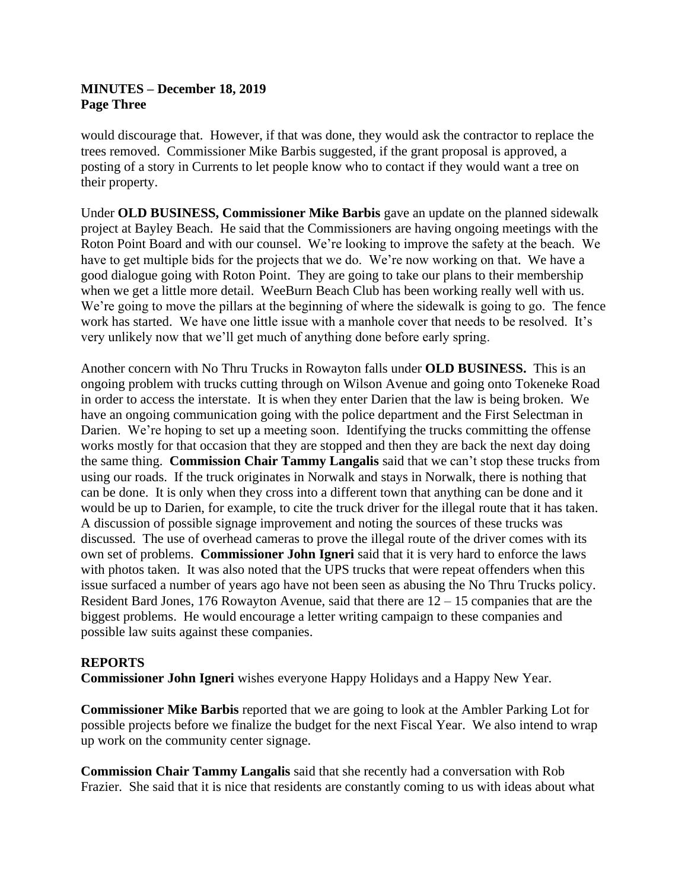would discourage that. However, if that was done, they would ask the contractor to replace the trees removed. Commissioner Mike Barbis suggested, if the grant proposal is approved, a posting of a story in Currents to let people know who to contact if they would want a tree on their property.

Under **OLD BUSINESS, Commissioner Mike Barbis** gave an update on the planned sidewalk project at Bayley Beach. He said that the Commissioners are having ongoing meetings with the Roton Point Board and with our counsel. We're looking to improve the safety at the beach. We have to get multiple bids for the projects that we do. We're now working on that. We have a good dialogue going with Roton Point. They are going to take our plans to their membership when we get a little more detail. WeeBurn Beach Club has been working really well with us. We're going to move the pillars at the beginning of where the sidewalk is going to go. The fence work has started. We have one little issue with a manhole cover that needs to be resolved. It's very unlikely now that we'll get much of anything done before early spring.

Another concern with No Thru Trucks in Rowayton falls under **OLD BUSINESS.** This is an ongoing problem with trucks cutting through on Wilson Avenue and going onto Tokeneke Road in order to access the interstate. It is when they enter Darien that the law is being broken. We have an ongoing communication going with the police department and the First Selectman in Darien. We're hoping to set up a meeting soon. Identifying the trucks committing the offense works mostly for that occasion that they are stopped and then they are back the next day doing the same thing. **Commission Chair Tammy Langalis** said that we can't stop these trucks from using our roads. If the truck originates in Norwalk and stays in Norwalk, there is nothing that can be done. It is only when they cross into a different town that anything can be done and it would be up to Darien, for example, to cite the truck driver for the illegal route that it has taken. A discussion of possible signage improvement and noting the sources of these trucks was discussed. The use of overhead cameras to prove the illegal route of the driver comes with its own set of problems. **Commissioner John Igneri** said that it is very hard to enforce the laws with photos taken. It was also noted that the UPS trucks that were repeat offenders when this issue surfaced a number of years ago have not been seen as abusing the No Thru Trucks policy. Resident Bard Jones, 176 Rowayton Avenue, said that there are 12 – 15 companies that are the biggest problems. He would encourage a letter writing campaign to these companies and possible law suits against these companies.

## REPORTS

**Commissioner John Igneri** wishes everyone Happy Holidays and a Happy New Year.

**Commissioner Mike Barbis** reported that we are going to look at the Ambler Parking Lot for possible projects before we finalize the budget for the next Fiscal Year. We also intend to wrap up work on the community center signage.

**Commission Chair Tammy Langalis** said that she recently had a conversation with Rob Frazier. She said that it is nice that residents are constantly coming to us with ideas about what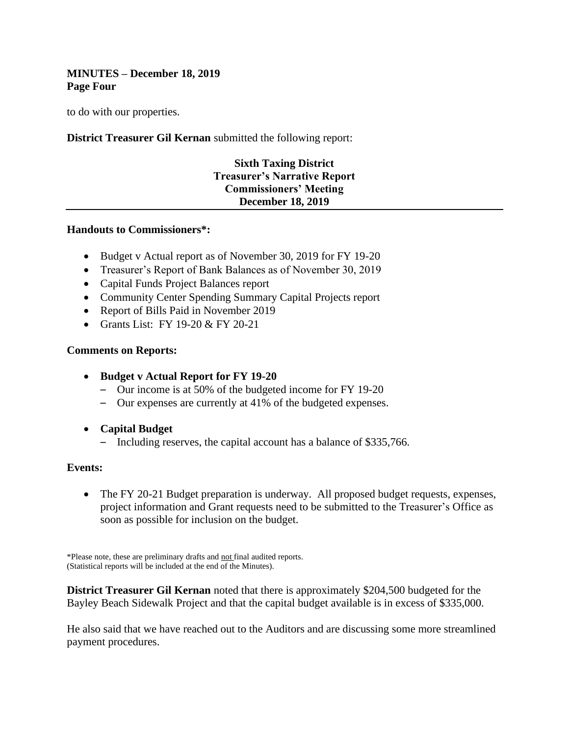to do with our properties.

**District Treasurer Gil Kernan** submitted the following report:

**Sixth Taxing District**
**Treasurer's Narrative Report**
**Commissioners' Meeting**
**December 18, 2019**

---

**Handouts to Commissioners*:**

- Budget v Actual report as of November 30, 2019 for FY 19-20
- Treasurer's Report of Bank Balances as of November 30, 2019
- Capital Funds Project Balances report
- Community Center Spending Summary Capital Projects report
- Report of Bills Paid in November 2019
- Grants List: FY 19-20 & FY 20-21

**Comments on Reports:**

- **Budget v Actual Report for FY 19-20**
  - Our income is at 50% of the budgeted income for FY 19-20
  - Our expenses are currently at 41% of the budgeted expenses.
- **Capital Budget**
  - Including reserves, the capital account has a balance of $335,766.

**Events:**

- The FY 20-21 Budget preparation is underway. All proposed budget requests, expenses, project information and Grant requests need to be submitted to the Treasurer's Office as soon as possible for inclusion on the budget.

*Please note, these are preliminary drafts and not final audited reports.
(Statistical reports will be included at the end of the Minutes).

**District Treasurer Gil Kernan** noted that there is approximately $204,500 budgeted for the Bayley Beach Sidewalk Project and that the capital budget available is in excess of $335,000.

He also said that we have reached out to the Auditors and are discussing some more streamlined payment procedures.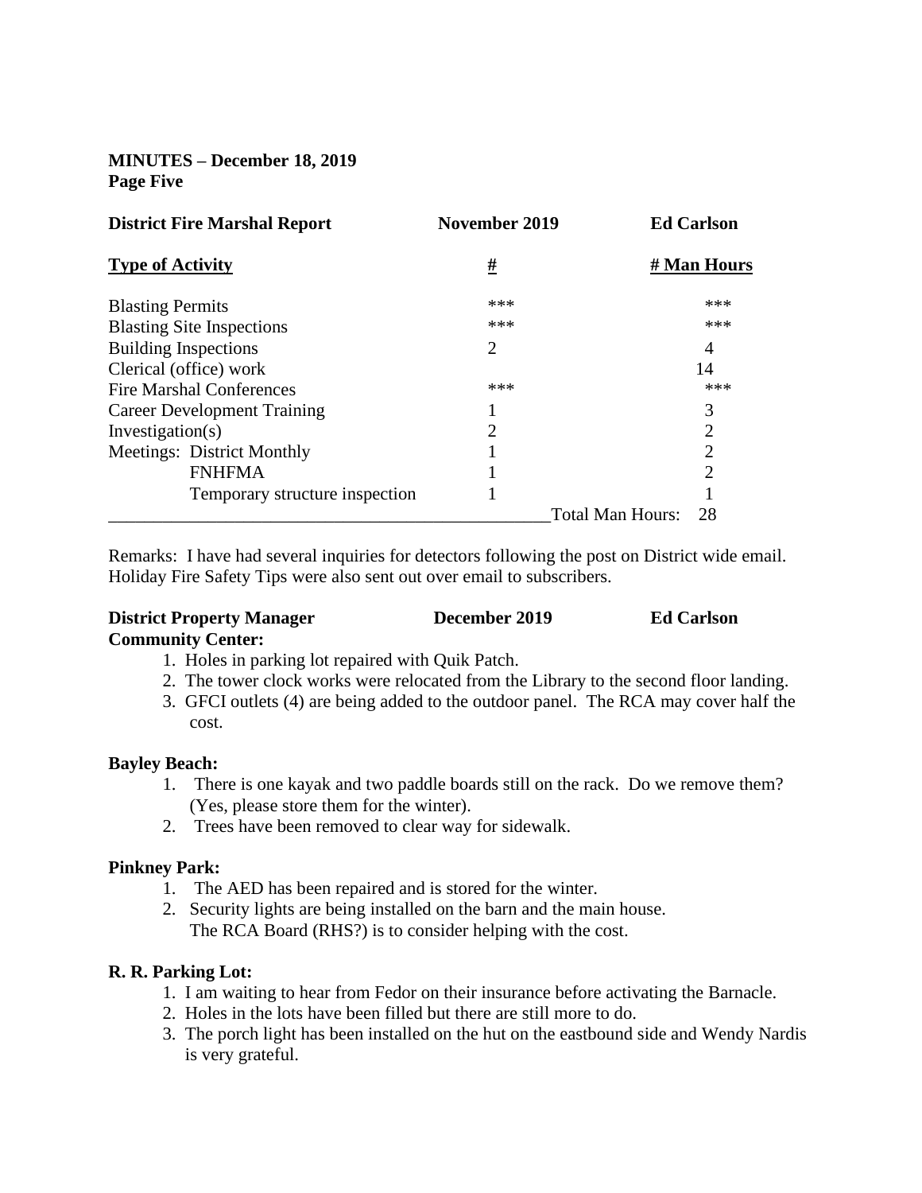**MINUTES – December 18, 2019**
**Page Five**

| **District Fire Marshal Report** | **November 2019** | **Ed Carlson** |
|---|---|---|
| **Type of Activity** | **#** | **# Man Hours** |
| Blasting Permits | *** | *** |
| Blasting Site Inspections | *** | *** |
| Building Inspections | 2 | 4 |
| Clerical (office) work | | 14 |
| Fire Marshal Conferences | *** | *** |
| Career Development Training | 1 | 3 |
| Investigation(s) | 2 | 2 |
| Meetings: District Monthly | 1 | 2 |
| FNHFMA | 1 | 2 |
| Temporary structure inspection | 1 | 1 |
| | Total Man Hours: | 28 |

Remarks: I have had several inquiries for detectors following the post on District wide email. Holiday Fire Safety Tips were also sent out over email to subscribers.

**District Property Manager** **December 2019** **Ed Carlson**

**Community Center:**

1. Holes in parking lot repaired with Quik Patch.
2. The tower clock works were relocated from the Library to the second floor landing.
3. GFCI outlets (4) are being added to the outdoor panel. The RCA may cover half the cost.

**Bayley Beach:**

1. There is one kayak and two paddle boards still on the rack. Do we remove them? (Yes, please store them for the winter).
2. Trees have been removed to clear way for sidewalk.

**Pinkney Park:**

1. The AED has been repaired and is stored for the winter.
2. Security lights are being installed on the barn and the main house. The RCA Board (RHS?) is to consider helping with the cost.

**R. R. Parking Lot:**

1. I am waiting to hear from Fedor on their insurance before activating the Barnacle.
2. Holes in the lots have been filled but there are still more to do.
3. The porch light has been installed on the hut on the eastbound side and Wendy Nardis is very grateful.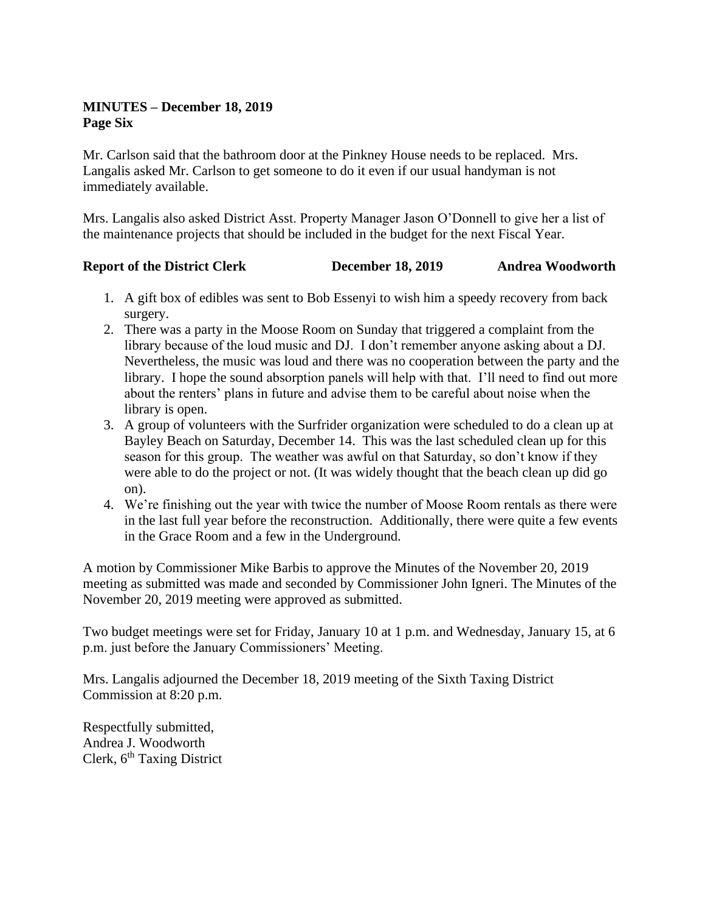**MINUTES – December 18, 2019**
**Page Six**

Mr. Carlson said that the bathroom door at the Pinkney House needs to be replaced. Mrs. Langalis asked Mr. Carlson to get someone to do it even if our usual handyman is not immediately available.

Mrs. Langalis also asked District Asst. Property Manager Jason O'Donnell to give her a list of the maintenance projects that should be included in the budget for the next Fiscal Year.

**Report of the District Clerk December 18, 2019 Andrea Woodworth**

1. A gift box of edibles was sent to Bob Essenyi to wish him a speedy recovery from back surgery.
2. There was a party in the Moose Room on Sunday that triggered a complaint from the library because of the loud music and DJ. I don't remember anyone asking about a DJ. Nevertheless, the music was loud and there was no cooperation between the party and the library. I hope the sound absorption panels will help with that. I'll need to find out more about the renters' plans in future and advise them to be careful about noise when the library is open.
3. A group of volunteers with the Surfrider organization were scheduled to do a clean up at Bayley Beach on Saturday, December 14. This was the last scheduled clean up for this season for this group. The weather was awful on that Saturday, so don't know if they were able to do the project or not. (It was widely thought that the beach clean up did go on).
4. We're finishing out the year with twice the number of Moose Room rentals as there were in the last full year before the reconstruction. Additionally, there were quite a few events in the Grace Room and a few in the Underground.

A motion by Commissioner Mike Barbis to approve the Minutes of the November 20, 2019 meeting as submitted was made and seconded by Commissioner John Igneri. The Minutes of the November 20, 2019 meeting were approved as submitted.

Two budget meetings were set for Friday, January 10 at 1 p.m. and Wednesday, January 15, at 6 p.m. just before the January Commissioners' Meeting.

Mrs. Langalis adjourned the December 18, 2019 meeting of the Sixth Taxing District Commission at 8:20 p.m.

Respectfully submitted,
Andrea J. Woodworth
Clerk, 6th Taxing District